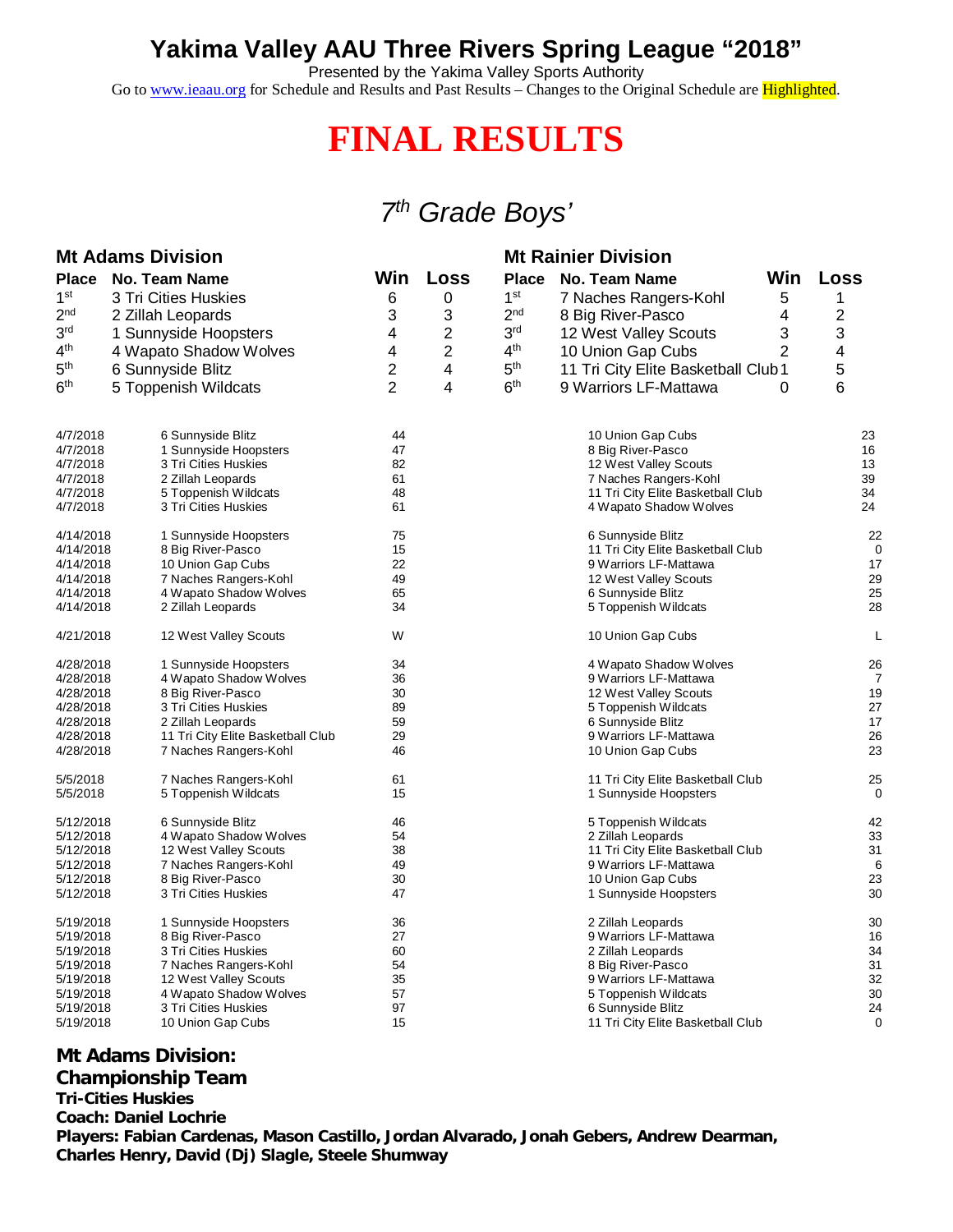# Yakima Valley AAU Three Rivers Spring League "2018"

Presented by the Yakima Valley Sports Authority

Go to www.ieaau.org for Schedule and Results and Past Results – Changes to the Original Schedule are Highlighted.

# FINAL RESULTS

## *7th Grade Boys'*

### Mt Adams Division

| Place | No. Team Name | Win | Loss |
|---|---|---|---|
| 1st | 3 Tri Cities Huskies | 6 | 0 |
| 2nd | 2 Zillah Leopards | 3 | 3 |
| 3rd | 1 Sunnyside Hoopsters | 4 | 2 |
| 4th | 4 Wapato Shadow Wolves | 4 | 2 |
| 5th | 6 Sunnyside Blitz | 2 | 4 |
| 6th | 5 Toppenish Wildcats | 2 | 4 |

### Mt Rainier Division

| Place | No. Team Name | Win | Loss |
|---|---|---|---|
| 1st | 7 Naches Rangers-Kohl | 5 | 1 |
| 2nd | 8 Big River-Pasco | 4 | 2 |
| 3rd | 12 West Valley Scouts | 3 | 3 |
| 4th | 10 Union Gap Cubs | 2 | 4 |
| 5th | 11 Tri City Elite Basketball Club | 1 | 5 |
| 6th | 9 Warriors LF-Mattawa | 0 | 6 |

| Date | Team | Score | Opponent | Score |
|---|---|---|---|---|
| 4/7/2018 | 6 Sunnyside Blitz | 44 | 10 Union Gap Cubs | 23 |
| 4/7/2018 | 1 Sunnyside Hoopsters | 47 | 8 Big River-Pasco | 16 |
| 4/7/2018 | 3 Tri Cities Huskies | 82 | 12 West Valley Scouts | 13 |
| 4/7/2018 | 2 Zillah Leopards | 61 | 7 Naches Rangers-Kohl | 39 |
| 4/7/2018 | 5 Toppenish Wildcats | 48 | 11 Tri City Elite Basketball Club | 34 |
| 4/7/2018 | 3 Tri Cities Huskies | 61 | 4 Wapato Shadow Wolves | 24 |
| 4/14/2018 | 1 Sunnyside Hoopsters | 75 | 6 Sunnyside Blitz | 22 |
| 4/14/2018 | 8 Big River-Pasco | 15 | 11 Tri City Elite Basketball Club | 0 |
| 4/14/2018 | 10 Union Gap Cubs | 22 | 9 Warriors LF-Mattawa | 17 |
| 4/14/2018 | 7 Naches Rangers-Kohl | 49 | 12 West Valley Scouts | 29 |
| 4/14/2018 | 4 Wapato Shadow Wolves | 65 | 6 Sunnyside Blitz | 25 |
| 4/14/2018 | 2 Zillah Leopards | 34 | 5 Toppenish Wildcats | 28 |
| 4/21/2018 | 12 West Valley Scouts | W | 10 Union Gap Cubs | L |
| 4/28/2018 | 1 Sunnyside Hoopsters | 34 | 4 Wapato Shadow Wolves | 26 |
| 4/28/2018 | 4 Wapato Shadow Wolves | 36 | 9 Warriors LF-Mattawa | 7 |
| 4/28/2018 | 8 Big River-Pasco | 30 | 12 West Valley Scouts | 19 |
| 4/28/2018 | 3 Tri Cities Huskies | 89 | 5 Toppenish Wildcats | 27 |
| 4/28/2018 | 2 Zillah Leopards | 59 | 6 Sunnyside Blitz | 17 |
| 4/28/2018 | 11 Tri City Elite Basketball Club | 29 | 9 Warriors LF-Mattawa | 26 |
| 4/28/2018 | 7 Naches Rangers-Kohl | 46 | 10 Union Gap Cubs | 23 |
| 5/5/2018 | 7 Naches Rangers-Kohl | 61 | 11 Tri City Elite Basketball Club | 25 |
| 5/5/2018 | 5 Toppenish Wildcats | 15 | 1 Sunnyside Hoopsters | 0 |
| 5/12/2018 | 6 Sunnyside Blitz | 46 | 5 Toppenish Wildcats | 42 |
| 5/12/2018 | 4 Wapato Shadow Wolves | 54 | 2 Zillah Leopards | 33 |
| 5/12/2018 | 12 West Valley Scouts | 38 | 11 Tri City Elite Basketball Club | 31 |
| 5/12/2018 | 7 Naches Rangers-Kohl | 49 | 9 Warriors LF-Mattawa | 6 |
| 5/12/2018 | 8 Big River-Pasco | 30 | 10 Union Gap Cubs | 23 |
| 5/12/2018 | 3 Tri Cities Huskies | 47 | 1 Sunnyside Hoopsters | 30 |
| 5/19/2018 | 1 Sunnyside Hoopsters | 36 | 2 Zillah Leopards | 30 |
| 5/19/2018 | 8 Big River-Pasco | 27 | 9 Warriors LF-Mattawa | 16 |
| 5/19/2018 | 3 Tri Cities Huskies | 60 | 2 Zillah Leopards | 34 |
| 5/19/2018 | 7 Naches Rangers-Kohl | 54 | 8 Big River-Pasco | 31 |
| 5/19/2018 | 12 West Valley Scouts | 35 | 9 Warriors LF-Mattawa | 32 |
| 5/19/2018 | 4 Wapato Shadow Wolves | 57 | 5 Toppenish Wildcats | 30 |
| 5/19/2018 | 3 Tri Cities Huskies | 97 | 6 Sunnyside Blitz | 24 |
| 5/19/2018 | 10 Union Gap Cubs | 15 | 11 Tri City Elite Basketball Club | 0 |

**Mt Adams Division:**
**Championship Team**
**Tri-Cities Huskies**
**Coach: Daniel Lochrie**
**Players: Fabian Cardenas, Mason Castillo, Jordan Alvarado, Jonah Gebers, Andrew Dearman, Charles Henry, David (Dj) Slagle, Steele Shumway**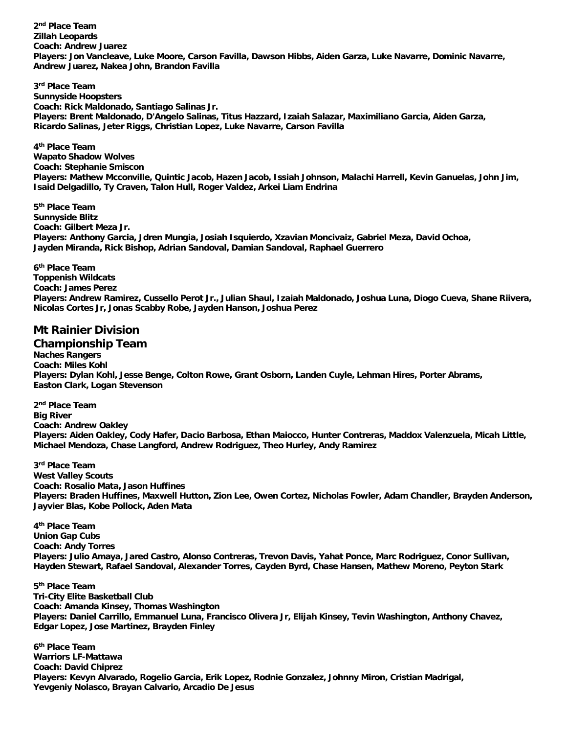**2nd Place Team**
**Zillah Leopards**
**Coach: Andrew Juarez**
**Players: Jon Vancleave, Luke Moore, Carson Favilla, Dawson Hibbs, Aiden Garza, Luke Navarre, Dominic Navarre, Andrew Juarez, Nakea John, Brandon Favilla**

**3rd Place Team**
**Sunnyside Hoopsters**
**Coach: Rick Maldonado, Santiago Salinas Jr.**
**Players: Brent Maldonado, D'Angelo Salinas, Titus Hazzard, Izaiah Salazar, Maximiliano Garcia, Aiden Garza, Ricardo Salinas, Jeter Riggs, Christian Lopez, Luke Navarre, Carson Favilla**

**4th Place Team**
**Wapato Shadow Wolves**
**Coach: Stephanie Smiscon**
**Players: Mathew Mcconville, Quintic Jacob, Hazen Jacob, Issiah Johnson, Malachi Harrell, Kevin Ganuelas, John Jim, Isaid Delgadillo, Ty Craven, Talon Hull, Roger Valdez, Arkei Liam Endrina**

**5th Place Team**
**Sunnyside Blitz**
**Coach: Gilbert Meza Jr.**
**Players: Anthony Garcia, Jdren Mungia, Josiah Isquierdo, Xzavian Moncivaiz, Gabriel Meza, David Ochoa, Jayden Miranda, Rick Bishop, Adrian Sandoval, Damian Sandoval, Raphael Guerrero**

**6th Place Team**
**Toppenish Wildcats**
**Coach: James Perez**
**Players: Andrew Ramirez, Cussello Perot Jr., Julian Shaul, Izaiah Maldonado, Joshua Luna, Diogo Cueva, Shane Riivera, Nicolas Cortes Jr, Jonas Scabby Robe, Jayden Hanson, Joshua Perez**

## Mt Rainier Division

### Championship Team

**Naches Rangers**
**Coach: Miles Kohl**
**Players: Dylan Kohl, Jesse Benge, Colton Rowe, Grant Osborn, Landen Cuyle, Lehman Hires, Porter Abrams, Easton Clark, Logan Stevenson**

**2nd Place Team**
**Big River**
**Coach: Andrew Oakley**
**Players: Aiden Oakley, Cody Hafer, Dacio Barbosa, Ethan Maiocco, Hunter Contreras, Maddox Valenzuela, Micah Little, Michael Mendoza, Chase Langford, Andrew Rodriguez, Theo Hurley, Andy Ramirez**

**3rd Place Team**
**West Valley Scouts**
**Coach: Rosalio Mata, Jason Huffines**
**Players: Braden Huffines, Maxwell Hutton, Zion Lee, Owen Cortez, Nicholas Fowler, Adam Chandler, Brayden Anderson, Jayvier Blas, Kobe Pollock, Aden Mata**

**4th Place Team**
**Union Gap Cubs**
**Coach: Andy Torres**
**Players: Julio Amaya, Jared Castro, Alonso Contreras, Trevon Davis, Yahat Ponce, Marc Rodriguez, Conor Sullivan, Hayden Stewart, Rafael Sandoval, Alexander Torres, Cayden Byrd, Chase Hansen, Mathew Moreno, Peyton Stark**

**5th Place Team**
**Tri-City Elite Basketball Club**
**Coach: Amanda Kinsey, Thomas Washington**
**Players: Daniel Carrillo, Emmanuel Luna, Francisco Olivera Jr, Elijah Kinsey, Tevin Washington, Anthony Chavez, Edgar Lopez, Jose Martinez, Brayden Finley**

**6th Place Team**
**Warriors LF-Mattawa**
**Coach: David Chiprez**
**Players: Kevyn Alvarado, Rogelio Garcia, Erik Lopez, Rodnie Gonzalez, Johnny Miron, Cristian Madrigal, Yevgeniy Nolasco, Brayan Calvario, Arcadio De Jesus**